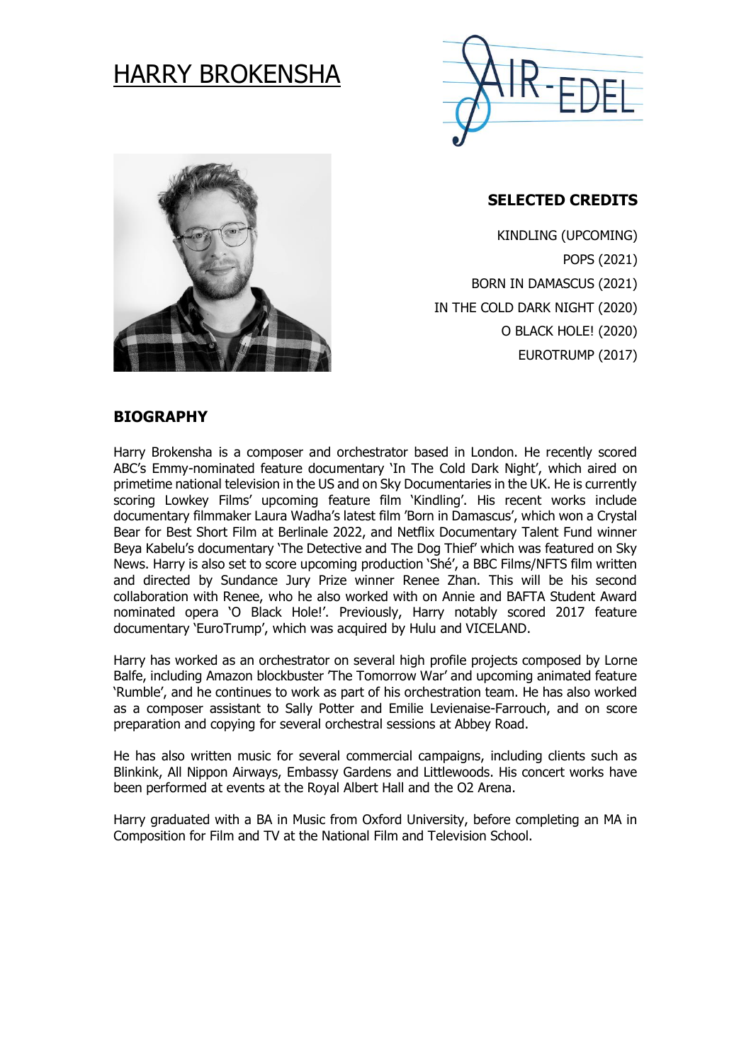# HARRY BROKENSHA

AIR-EDEL

## SELECTED CREDITS

KINDLING (UPCOMING)
POPS (2021)
BORN IN DAMASCUS (2021)
IN THE COLD DARK NIGHT (2020)
O BLACK HOLE! (2020)
EUROTRUMP (2017)

## BIOGRAPHY

Harry Brokensha is a composer and orchestrator based in London. He recently scored ABC's Emmy-nominated feature documentary 'In The Cold Dark Night', which aired on primetime national television in the US and on Sky Documentaries in the UK. He is currently scoring Lowkey Films' upcoming feature film 'Kindling'. His recent works include documentary filmmaker Laura Wadha's latest film 'Born in Damascus', which won a Crystal Bear for Best Short Film at Berlinale 2022, and Netflix Documentary Talent Fund winner Beya Kabelu's documentary 'The Detective and The Dog Thief' which was featured on Sky News. Harry is also set to score upcoming production 'Shé', a BBC Films/NFTS film written and directed by Sundance Jury Prize winner Renee Zhan. This will be his second collaboration with Renee, who he also worked with on Annie and BAFTA Student Award nominated opera 'O Black Hole!'. Previously, Harry notably scored 2017 feature documentary 'EuroTrump', which was acquired by Hulu and VICELAND.

Harry has worked as an orchestrator on several high profile projects composed by Lorne Balfe, including Amazon blockbuster 'The Tomorrow War' and upcoming animated feature 'Rumble', and he continues to work as part of his orchestration team. He has also worked as a composer assistant to Sally Potter and Emilie Levienaise-Farrouch, and on score preparation and copying for several orchestral sessions at Abbey Road.

He has also written music for several commercial campaigns, including clients such as Blinkink, All Nippon Airways, Embassy Gardens and Littlewoods. His concert works have been performed at events at the Royal Albert Hall and the O2 Arena.

Harry graduated with a BA in Music from Oxford University, before completing an MA in Composition for Film and TV at the National Film and Television School.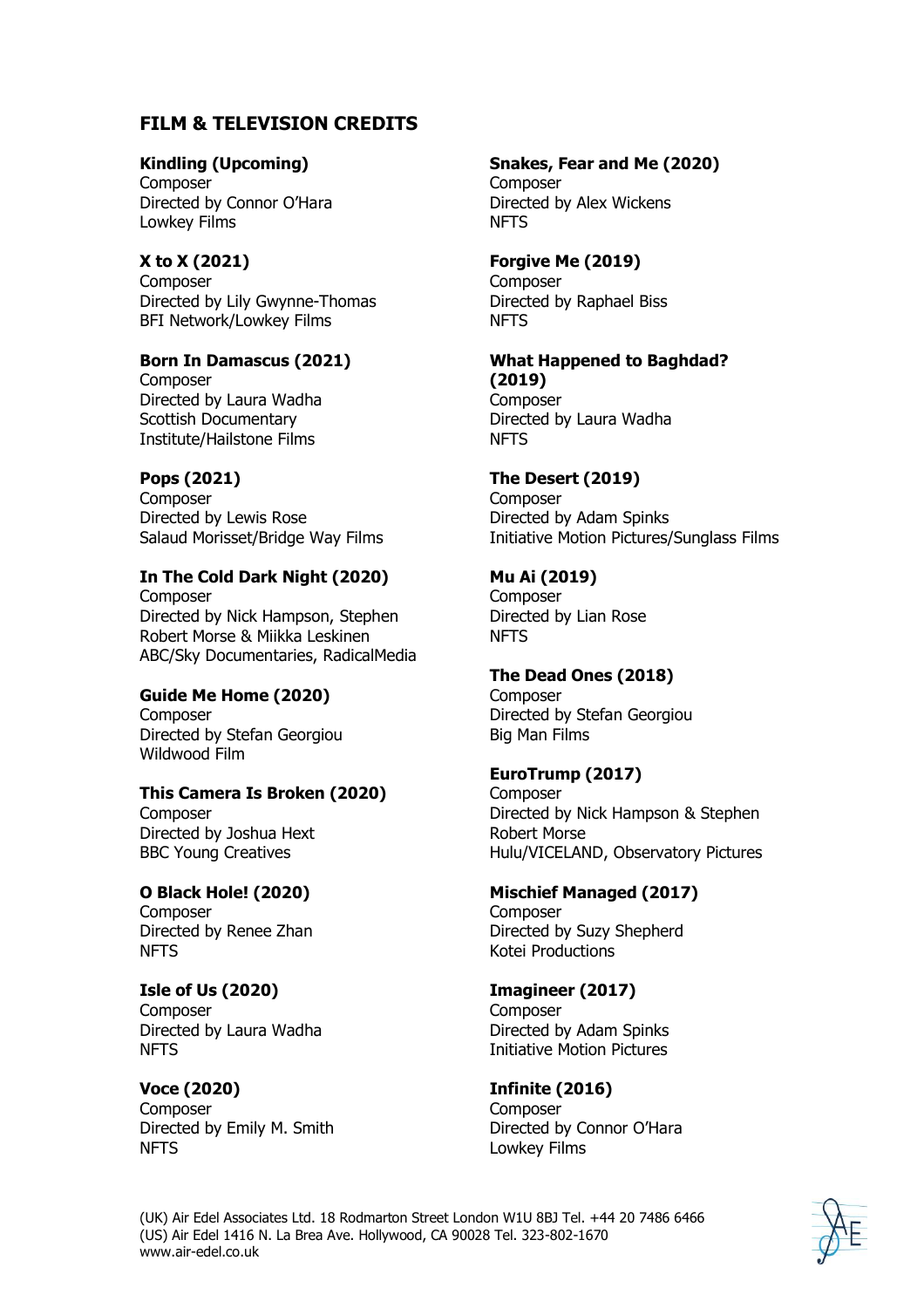## FILM & TELEVISION CREDITS

**Kindling (Upcoming)**
Composer
Directed by Connor O'Hara
Lowkey Films

**X to X (2021)**
Composer
Directed by Lily Gwynne-Thomas
BFI Network/Lowkey Films

**Born In Damascus (2021)**
Composer
Directed by Laura Wadha
Scottish Documentary Institute/Hailstone Films

**Pops (2021)**
Composer
Directed by Lewis Rose
Salaud Morisset/Bridge Way Films

**In The Cold Dark Night (2020)**
Composer
Directed by Nick Hampson, Stephen Robert Morse & Miikka Leskinen
ABC/Sky Documentaries, RadicalMedia

**Guide Me Home (2020)**
Composer
Directed by Stefan Georgiou
Wildwood Film

**This Camera Is Broken (2020)**
Composer
Directed by Joshua Hext
BBC Young Creatives

**O Black Hole! (2020)**
Composer
Directed by Renee Zhan
NFTS

**Isle of Us (2020)**
Composer
Directed by Laura Wadha
NFTS

**Voce (2020)**
Composer
Directed by Emily M. Smith
NFTS

**Snakes, Fear and Me (2020)**
Composer
Directed by Alex Wickens
NFTS

**Forgive Me (2019)**
Composer
Directed by Raphael Biss
NFTS

**What Happened to Baghdad? (2019)**
Composer
Directed by Laura Wadha
NFTS

**The Desert (2019)**
Composer
Directed by Adam Spinks
Initiative Motion Pictures/Sunglass Films

**Mu Ai (2019)**
Composer
Directed by Lian Rose
NFTS

**The Dead Ones (2018)**
Composer
Directed by Stefan Georgiou
Big Man Films

**EuroTrump (2017)**
Composer
Directed by Nick Hampson & Stephen Robert Morse
Hulu/VICELAND, Observatory Pictures

**Mischief Managed (2017)**
Composer
Directed by Suzy Shepherd
Kotei Productions

**Imagineer (2017)**
Composer
Directed by Adam Spinks
Initiative Motion Pictures

**Infinite (2016)**
Composer
Directed by Connor O'Hara
Lowkey Films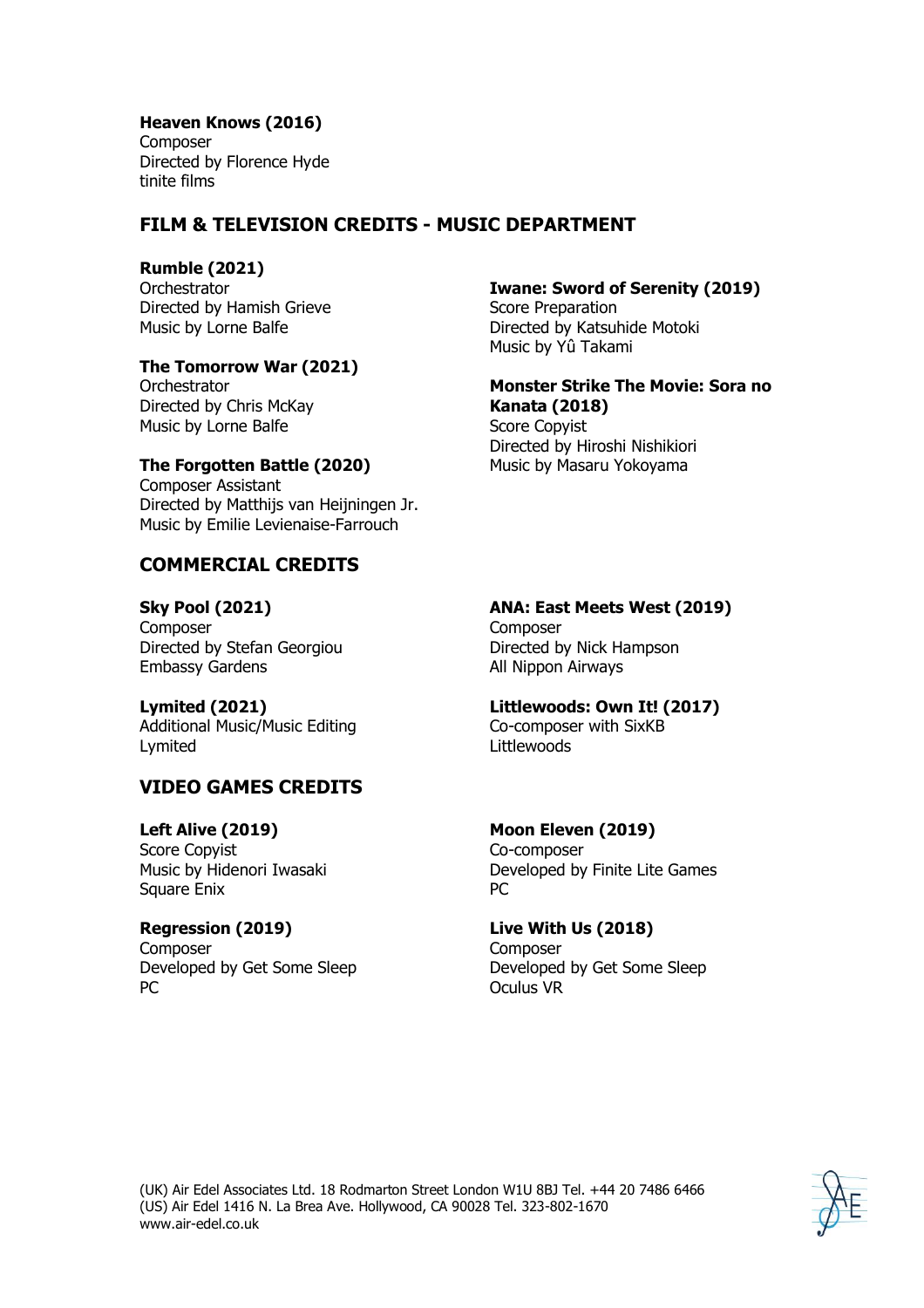**Heaven Knows (2016)**
Composer
Directed by Florence Hyde
tinite films

## FILM & TELEVISION CREDITS - MUSIC DEPARTMENT

**Rumble (2021)**
Orchestrator
Directed by Hamish Grieve
Music by Lorne Balfe

**The Tomorrow War (2021)**
Orchestrator
Directed by Chris McKay
Music by Lorne Balfe

**The Forgotten Battle (2020)**
Composer Assistant
Directed by Matthijs van Heijningen Jr.
Music by Emilie Levienaise-Farrouch

**Iwane: Sword of Serenity (2019)**
Score Preparation
Directed by Katsuhide Motoki
Music by Yû Takami

**Monster Strike The Movie: Sora no Kanata (2018)**
Score Copyist
Directed by Hiroshi Nishikiori
Music by Masaru Yokoyama

## COMMERCIAL CREDITS

**Sky Pool (2021)**
Composer
Directed by Stefan Georgiou
Embassy Gardens

**Lymited (2021)**
Additional Music/Music Editing
Lymited

**ANA: East Meets West (2019)**
Composer
Directed by Nick Hampson
All Nippon Airways

**Littlewoods: Own It! (2017)**
Co-composer with SixKB
Littlewoods

## VIDEO GAMES CREDITS

**Left Alive (2019)**
Score Copyist
Music by Hidenori Iwasaki
Square Enix

**Regression (2019)**
Composer
Developed by Get Some Sleep
PC

**Moon Eleven (2019)**
Co-composer
Developed by Finite Lite Games
PC

**Live With Us (2018)**
Composer
Developed by Get Some Sleep
Oculus VR

(UK) Air Edel Associates Ltd. 18 Rodmarton Street London W1U 8BJ Tel. +44 20 7486 6466
(US) Air Edel 1416 N. La Brea Ave. Hollywood, CA 90028 Tel. 323-802-1670
www.air-edel.co.uk